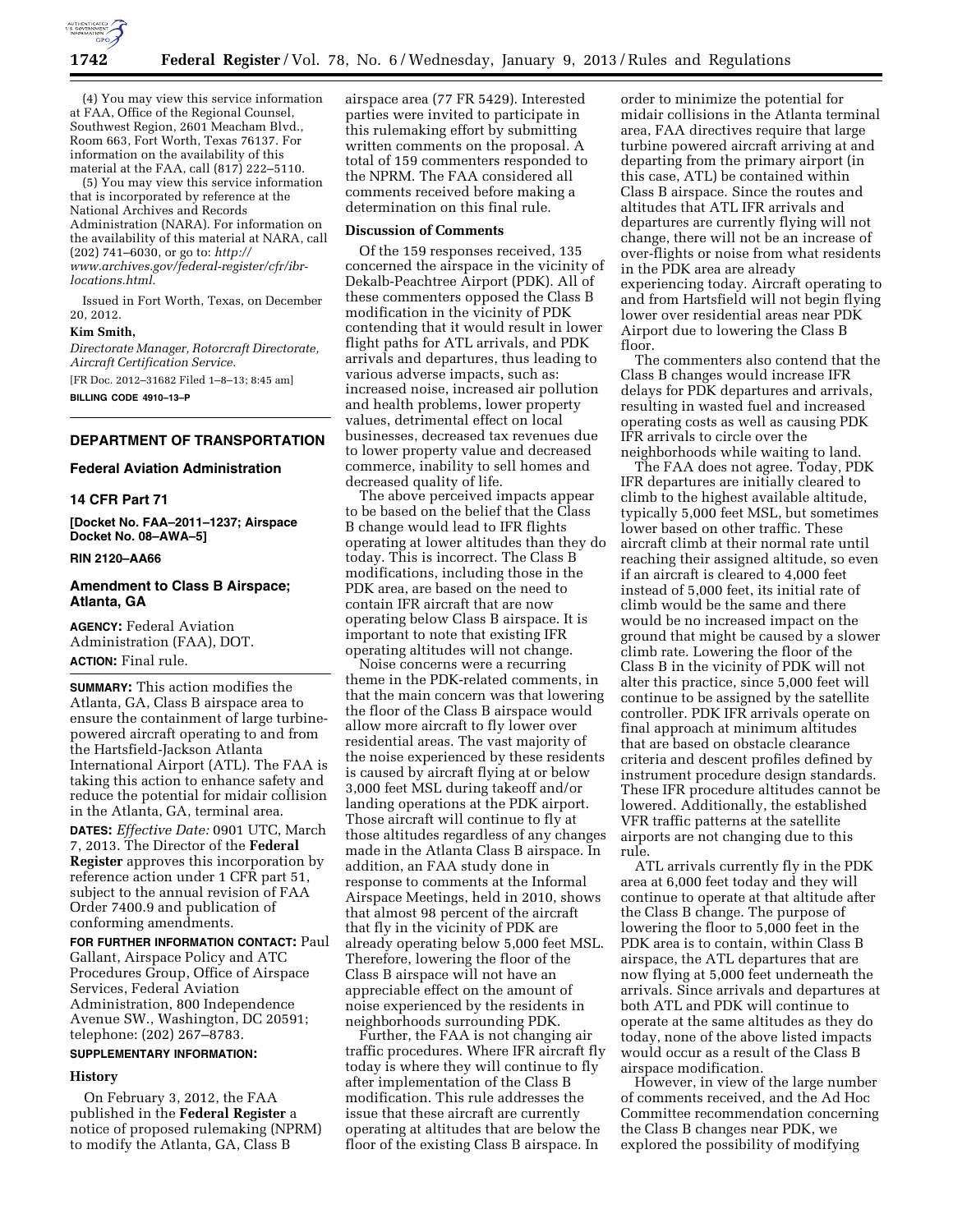(4) You may view this service information at FAA, Office of the Regional Counsel, Southwest Region, 2601 Meacham Blvd., Room 663, Fort Worth, Texas 76137. For information on the availability of this material at the FAA, call (817) 222–5110.

(5) You may view this service information that is incorporated by reference at the National Archives and Records Administration (NARA). For information on the availability of this material at NARA, call (202) 741–6030, or go to: *http://www.archives.gov/federal-register/cfr/ibr-locations.html.*

Issued in Fort Worth, Texas, on December 20, 2012.

**Kim Smith,**

*Directorate Manager, Rotorcraft Directorate, Aircraft Certification Service.*

[FR Doc. 2012–31682 Filed 1–8–13; 8:45 am]

**BILLING CODE 4910–13–P**

## DEPARTMENT OF TRANSPORTATION

### Federal Aviation Administration

### 14 CFR Part 71

**[Docket No. FAA–2011–1237; Airspace Docket No. 08–AWA–5]**

**RIN 2120–AA66**

### Amendment to Class B Airspace; Atlanta, GA

**AGENCY:** Federal Aviation Administration (FAA), DOT.

**ACTION:** Final rule.

**SUMMARY:** This action modifies the Atlanta, GA, Class B airspace area to ensure the containment of large turbine-powered aircraft operating to and from the Hartsfield-Jackson Atlanta International Airport (ATL). The FAA is taking this action to enhance safety and reduce the potential for midair collision in the Atlanta, GA, terminal area.

**DATES:** *Effective Date:* 0901 UTC, March 7, 2013. The Director of the **Federal Register** approves this incorporation by reference action under 1 CFR part 51, subject to the annual revision of FAA Order 7400.9 and publication of conforming amendments.

**FOR FURTHER INFORMATION CONTACT:** Paul Gallant, Airspace Policy and ATC Procedures Group, Office of Airspace Services, Federal Aviation Administration, 800 Independence Avenue SW., Washington, DC 20591; telephone: (202) 267–8783.

**SUPPLEMENTARY INFORMATION:**

**History**

On February 3, 2012, the FAA published in the **Federal Register** a notice of proposed rulemaking (NPRM) to modify the Atlanta, GA, Class B airspace area (77 FR 5429). Interested parties were invited to participate in this rulemaking effort by submitting written comments on the proposal. A total of 159 commenters responded to the NPRM. The FAA considered all comments received before making a determination on this final rule.

**Discussion of Comments**

Of the 159 responses received, 135 concerned the airspace in the vicinity of Dekalb-Peachtree Airport (PDK). All of these commenters opposed the Class B modification in the vicinity of PDK contending that it would result in lower flight paths for ATL arrivals, and PDK arrivals and departures, thus leading to various adverse impacts, such as: increased noise, increased air pollution and health problems, lower property values, detrimental effect on local businesses, decreased tax revenues due to lower property value and decreased commerce, inability to sell homes and decreased quality of life.

The above perceived impacts appear to be based on the belief that the Class B change would lead to IFR flights operating at lower altitudes than they do today. This is incorrect. The Class B modifications, including those in the PDK area, are based on the need to contain IFR aircraft that are now operating below Class B airspace. It is important to note that existing IFR operating altitudes will not change.

Noise concerns were a recurring theme in the PDK-related comments, in that the main concern was that lowering the floor of the Class B airspace would allow more aircraft to fly lower over residential areas. The vast majority of the noise experienced by these residents is caused by aircraft flying at or below 3,000 feet MSL during takeoff and/or landing operations at the PDK airport. Those aircraft will continue to fly at those altitudes regardless of any changes made in the Atlanta Class B airspace. In addition, an FAA study done in response to comments at the Informal Airspace Meetings, held in 2010, shows that almost 98 percent of the aircraft that fly in the vicinity of PDK are already operating below 5,000 feet MSL. Therefore, lowering the floor of the Class B airspace will not have an appreciable effect on the amount of noise experienced by the residents in neighborhoods surrounding PDK.

Further, the FAA is not changing air traffic procedures. Where IFR aircraft fly today is where they will continue to fly after implementation of the Class B modification. This rule addresses the issue that these aircraft are currently operating at altitudes that are below the floor of the existing Class B airspace. In order to minimize the potential for midair collisions in the Atlanta terminal area, FAA directives require that large turbine powered aircraft arriving at and departing from the primary airport (in this case, ATL) be contained within Class B airspace. Since the routes and altitudes that ATL IFR arrivals and departures are currently flying will not change, there will not be an increase of over-flights or noise from what residents in the PDK area are already experiencing today. Aircraft operating to and from Hartsfield will not begin flying lower over residential areas near PDK Airport due to lowering the Class B floor.

The commenters also contend that the Class B changes would increase IFR delays for PDK departures and arrivals, resulting in wasted fuel and increased operating costs as well as causing PDK IFR arrivals to circle over the neighborhoods while waiting to land.

The FAA does not agree. Today, PDK IFR departures are initially cleared to climb to the highest available altitude, typically 5,000 feet MSL, but sometimes lower based on other traffic. These aircraft climb at their normal rate until reaching their assigned altitude, so even if an aircraft is cleared to 4,000 feet instead of 5,000 feet, its initial rate of climb would be the same and there would be no increased impact on the ground that might be caused by a slower climb rate. Lowering the floor of the Class B in the vicinity of PDK will not alter this practice, since 5,000 feet will continue to be assigned by the satellite controller. PDK IFR arrivals operate on final approach at minimum altitudes that are based on obstacle clearance criteria and descent profiles defined by instrument procedure design standards. These IFR procedure altitudes cannot be lowered. Additionally, the established VFR traffic patterns at the satellite airports are not changing due to this rule.

ATL arrivals currently fly in the PDK area at 6,000 feet today and they will continue to operate at that altitude after the Class B change. The purpose of lowering the floor to 5,000 feet in the PDK area is to contain, within Class B airspace, the ATL departures that are now flying at 5,000 feet underneath the arrivals. Since arrivals and departures at both ATL and PDK will continue to operate at the same altitudes as they do today, none of the above listed impacts would occur as a result of the Class B airspace modification.

However, in view of the large number of comments received, and the Ad Hoc Committee recommendation concerning the Class B changes near PDK, we explored the possibility of modifying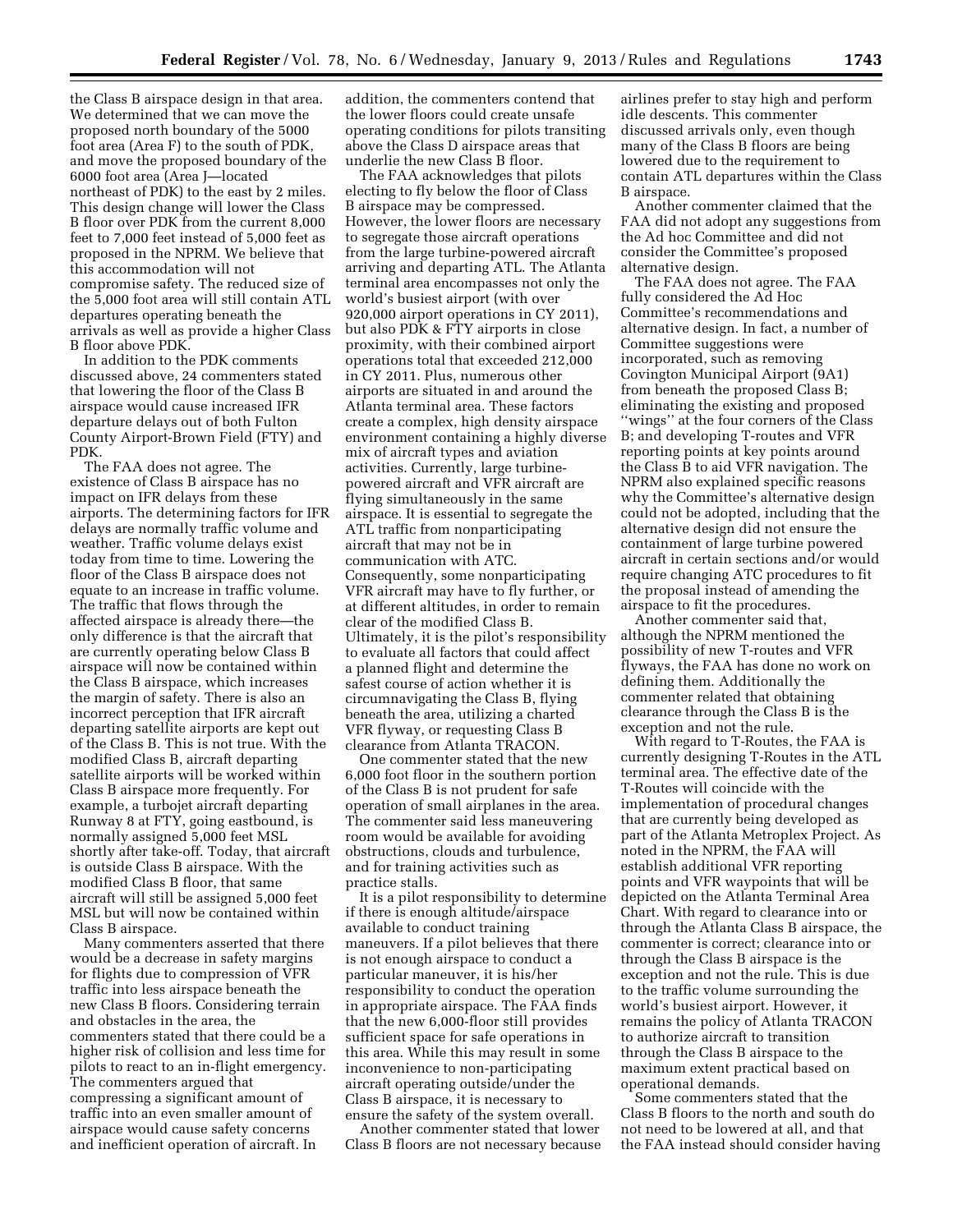the Class B airspace design in that area. We determined that we can move the proposed north boundary of the 5000 foot area (Area F) to the south of PDK, and move the proposed boundary of the 6000 foot area (Area J—located northeast of PDK) to the east by 2 miles. This design change will lower the Class B floor over PDK from the current 8,000 feet to 7,000 feet instead of 5,000 feet as proposed in the NPRM. We believe that this accommodation will not compromise safety. The reduced size of the 5,000 foot area will still contain ATL departures operating beneath the arrivals as well as provide a higher Class B floor above PDK.

In addition to the PDK comments discussed above, 24 commenters stated that lowering the floor of the Class B airspace would cause increased IFR departure delays out of both Fulton County Airport-Brown Field (FTY) and PDK.

The FAA does not agree. The existence of Class B airspace has no impact on IFR delays from these airports. The determining factors for IFR delays are normally traffic volume and weather. Traffic volume delays exist today from time to time. Lowering the floor of the Class B airspace does not equate to an increase in traffic volume. The traffic that flows through the affected airspace is already there—the only difference is that the aircraft that are currently operating below Class B airspace will now be contained within the Class B airspace, which increases the margin of safety. There is also an incorrect perception that IFR aircraft departing satellite airports are kept out of the Class B. This is not true. With the modified Class B, aircraft departing satellite airports will be worked within Class B airspace more frequently. For example, a turbojet aircraft departing Runway 8 at FTY, going eastbound, is normally assigned 5,000 feet MSL shortly after take-off. Today, that aircraft is outside Class B airspace. With the modified Class B floor, that same aircraft will still be assigned 5,000 feet MSL but will now be contained within Class B airspace.

Many commenters asserted that there would be a decrease in safety margins for flights due to compression of VFR traffic into less airspace beneath the new Class B floors. Considering terrain and obstacles in the area, the commenters stated that there could be a higher risk of collision and less time for pilots to react to an in-flight emergency. The commenters argued that compressing a significant amount of traffic into an even smaller amount of airspace would cause safety concerns and inefficient operation of aircraft. In addition, the commenters contend that the lower floors could create unsafe operating conditions for pilots transiting above the Class D airspace areas that underlie the new Class B floor.

The FAA acknowledges that pilots electing to fly below the floor of Class B airspace may be compressed. However, the lower floors are necessary to segregate those aircraft operations from the large turbine-powered aircraft arriving and departing ATL. The Atlanta terminal area encompasses not only the world's busiest airport (with over 920,000 airport operations in CY 2011), but also PDK & FTY airports in close proximity, with their combined airport operations total that exceeded 212,000 in CY 2011. Plus, numerous other airports are situated in and around the Atlanta terminal area. These factors create a complex, high density airspace environment containing a highly diverse mix of aircraft types and aviation activities. Currently, large turbine-powered aircraft and VFR aircraft are flying simultaneously in the same airspace. It is essential to segregate the ATL traffic from nonparticipating aircraft that may not be in communication with ATC. Consequently, some nonparticipating VFR aircraft may have to fly further, or at different altitudes, in order to remain clear of the modified Class B. Ultimately, it is the pilot's responsibility to evaluate all factors that could affect a planned flight and determine the safest course of action whether it is circumnavigating the Class B, flying beneath the area, utilizing a charted VFR flyway, or requesting Class B clearance from Atlanta TRACON.

One commenter stated that the new 6,000 foot floor in the southern portion of the Class B is not prudent for safe operation of small airplanes in the area. The commenter said less maneuvering room would be available for avoiding obstructions, clouds and turbulence, and for training activities such as practice stalls.

It is a pilot responsibility to determine if there is enough altitude/airspace available to conduct training maneuvers. If a pilot believes that there is not enough airspace to conduct a particular maneuver, it is his/her responsibility to conduct the operation in appropriate airspace. The FAA finds that the new 6,000-floor still provides sufficient space for safe operations in this area. While this may result in some inconvenience to non-participating aircraft operating outside/under the Class B airspace, it is necessary to ensure the safety of the system overall.

Another commenter stated that lower Class B floors are not necessary because airlines prefer to stay high and perform idle descents. This commenter discussed arrivals only, even though many of the Class B floors are being lowered due to the requirement to contain ATL departures within the Class B airspace.

Another commenter claimed that the FAA did not adopt any suggestions from the Ad hoc Committee and did not consider the Committee's proposed alternative design.

The FAA does not agree. The FAA fully considered the Ad Hoc Committee's recommendations and alternative design. In fact, a number of Committee suggestions were incorporated, such as removing Covington Municipal Airport (9A1) from beneath the proposed Class B; eliminating the existing and proposed "wings" at the four corners of the Class B; and developing T-routes and VFR reporting points at key points around the Class B to aid VFR navigation. The NPRM also explained specific reasons why the Committee's alternative design could not be adopted, including that the alternative design did not ensure the containment of large turbine powered aircraft in certain sections and/or would require changing ATC procedures to fit the proposal instead of amending the airspace to fit the procedures.

Another commenter said that, although the NPRM mentioned the possibility of new T-routes and VFR flyways, the FAA has done no work on defining them. Additionally the commenter related that obtaining clearance through the Class B is the exception and not the rule.

With regard to T-Routes, the FAA is currently designing T-Routes in the ATL terminal area. The effective date of the T-Routes will coincide with the implementation of procedural changes that are currently being developed as part of the Atlanta Metroplex Project. As noted in the NPRM, the FAA will establish additional VFR reporting points and VFR waypoints that will be depicted on the Atlanta Terminal Area Chart. With regard to clearance into or through the Atlanta Class B airspace, the commenter is correct; clearance into or through the Class B airspace is the exception and not the rule. This is due to the traffic volume surrounding the world's busiest airport. However, it remains the policy of Atlanta TRACON to authorize aircraft to transition through the Class B airspace to the maximum extent practical based on operational demands.

Some commenters stated that the Class B floors to the north and south do not need to be lowered at all, and that the FAA instead should consider having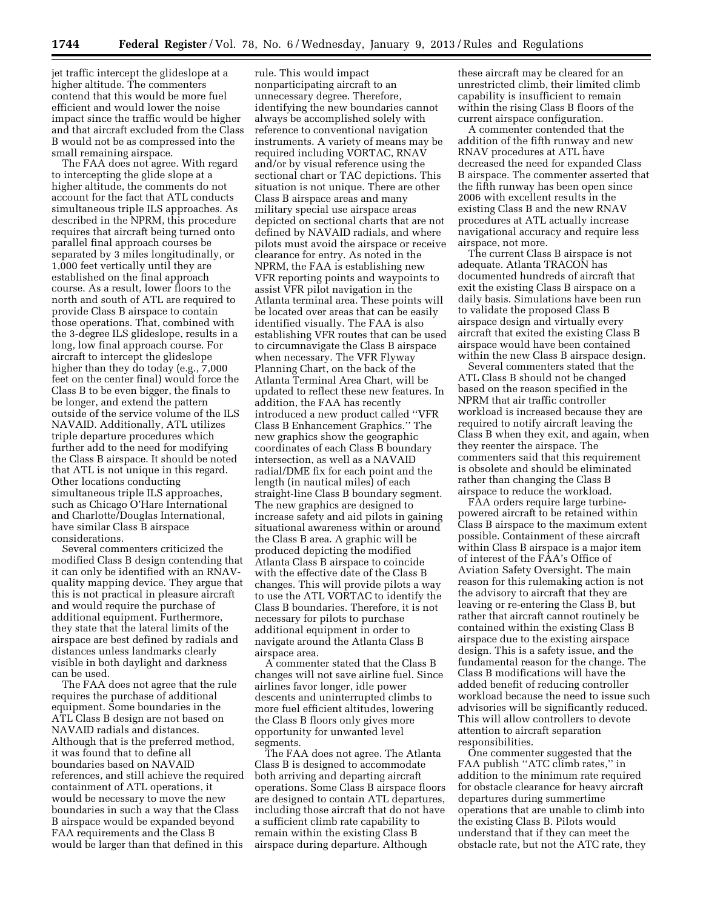jet traffic intercept the glideslope at a higher altitude. The commenters contend that this would be more fuel efficient and would lower the noise impact since the traffic would be higher and that aircraft excluded from the Class B would not be as compressed into the small remaining airspace.

The FAA does not agree. With regard to intercepting the glide slope at a higher altitude, the comments do not account for the fact that ATL conducts simultaneous triple ILS approaches. As described in the NPRM, this procedure requires that aircraft being turned onto parallel final approach courses be separated by 3 miles longitudinally, or 1,000 feet vertically until they are established on the final approach course. As a result, lower floors to the north and south of ATL are required to provide Class B airspace to contain those operations. That, combined with the 3-degree ILS glideslope, results in a long, low final approach course. For aircraft to intercept the glideslope higher than they do today (e.g., 7,000 feet on the center final) would force the Class B to be even bigger, the finals to be longer, and extend the pattern outside of the service volume of the ILS NAVAID. Additionally, ATL utilizes triple departure procedures which further add to the need for modifying the Class B airspace. It should be noted that ATL is not unique in this regard. Other locations conducting simultaneous triple ILS approaches, such as Chicago O'Hare International and Charlotte/Douglas International, have similar Class B airspace considerations.

Several commenters criticized the modified Class B design contending that it can only be identified with an RNAV-quality mapping device. They argue that this is not practical in pleasure aircraft and would require the purchase of additional equipment. Furthermore, they state that the lateral limits of the airspace are best defined by radials and distances unless landmarks clearly visible in both daylight and darkness can be used.

The FAA does not agree that the rule requires the purchase of additional equipment. Some boundaries in the ATL Class B design are not based on NAVAID radials and distances. Although that is the preferred method, it was found that to define all boundaries based on NAVAID references, and still achieve the required containment of ATL operations, it would be necessary to move the new boundaries in such a way that the Class B airspace would be expanded beyond FAA requirements and the Class B would be larger than that defined in this rule. This would impact nonparticipating aircraft to an unnecessary degree. Therefore, identifying the new boundaries cannot always be accomplished solely with reference to conventional navigation instruments. A variety of means may be required including VORTAC, RNAV and/or by visual reference using the sectional chart or TAC depictions. This situation is not unique. There are other Class B airspace areas and many military special use airspace areas depicted on sectional charts that are not defined by NAVAID radials, and where pilots must avoid the airspace or receive clearance for entry. As noted in the NPRM, the FAA is establishing new VFR reporting points and waypoints to assist VFR pilot navigation in the Atlanta terminal area. These points will be located over areas that can be easily identified visually. The FAA is also establishing VFR routes that can be used to circumnavigate the Class B airspace when necessary. The VFR Flyway Planning Chart, on the back of the Atlanta Terminal Area Chart, will be updated to reflect these new features. In addition, the FAA has recently introduced a new product called ''VFR Class B Enhancement Graphics.'' The new graphics show the geographic coordinates of each Class B boundary intersection, as well as a NAVAID radial/DME fix for each point and the length (in nautical miles) of each straight-line Class B boundary segment. The new graphics are designed to increase safety and aid pilots in gaining situational awareness within or around the Class B area. A graphic will be produced depicting the modified Atlanta Class B airspace to coincide with the effective date of the Class B changes. This will provide pilots a way to use the ATL VORTAC to identify the Class B boundaries. Therefore, it is not necessary for pilots to purchase additional equipment in order to navigate around the Atlanta Class B airspace area.

A commenter stated that the Class B changes will not save airline fuel. Since airlines favor longer, idle power descents and uninterrupted climbs to more fuel efficient altitudes, lowering the Class B floors only gives more opportunity for unwanted level segments.

The FAA does not agree. The Atlanta Class B is designed to accommodate both arriving and departing aircraft operations. Some Class B airspace floors are designed to contain ATL departures, including those aircraft that do not have a sufficient climb rate capability to remain within the existing Class B airspace during departure. Although these aircraft may be cleared for an unrestricted climb, their limited climb capability is insufficient to remain within the rising Class B floors of the current airspace configuration.

A commenter contended that the addition of the fifth runway and new RNAV procedures at ATL have decreased the need for expanded Class B airspace. The commenter asserted that the fifth runway has been open since 2006 with excellent results in the existing Class B and the new RNAV procedures at ATL actually increase navigational accuracy and require less airspace, not more.

The current Class B airspace is not adequate. Atlanta TRACON has documented hundreds of aircraft that exit the existing Class B airspace on a daily basis. Simulations have been run to validate the proposed Class B airspace design and virtually every aircraft that exited the existing Class B airspace would have been contained within the new Class B airspace design.

Several commenters stated that the ATL Class B should not be changed based on the reason specified in the NPRM that air traffic controller workload is increased because they are required to notify aircraft leaving the Class B when they exit, and again, when they reenter the airspace. The commenters said that this requirement is obsolete and should be eliminated rather than changing the Class B airspace to reduce the workload.

FAA orders require large turbine-powered aircraft to be retained within Class B airspace to the maximum extent possible. Containment of these aircraft within Class B airspace is a major item of interest of the FAA's Office of Aviation Safety Oversight. The main reason for this rulemaking action is not the advisory to aircraft that they are leaving or re-entering the Class B, but rather that aircraft cannot routinely be contained within the existing Class B airspace due to the existing airspace design. This is a safety issue, and the fundamental reason for the change. The Class B modifications will have the added benefit of reducing controller workload because the need to issue such advisories will be significantly reduced. This will allow controllers to devote attention to aircraft separation responsibilities.

One commenter suggested that the FAA publish ''ATC climb rates,'' in addition to the minimum rate required for obstacle clearance for heavy aircraft departures during summertime operations that are unable to climb into the existing Class B. Pilots would understand that if they can meet the obstacle rate, but not the ATC rate, they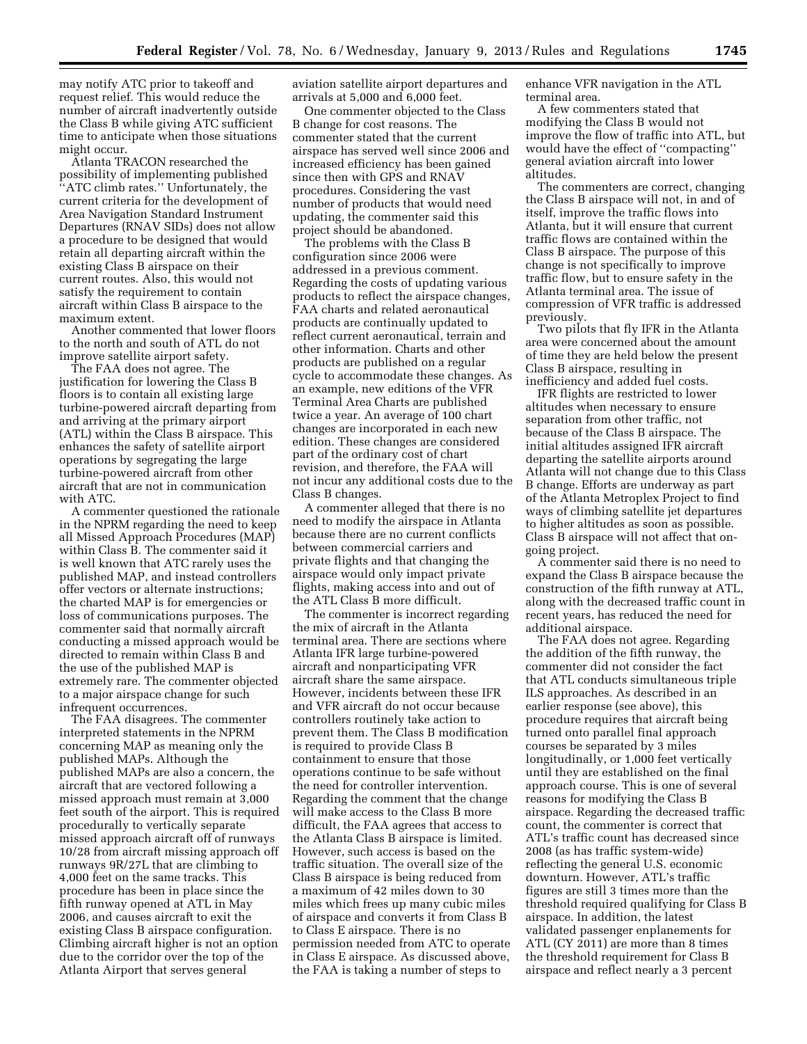may notify ATC prior to takeoff and request relief. This would reduce the number of aircraft inadvertently outside the Class B while giving ATC sufficient time to anticipate when those situations might occur.

Atlanta TRACON researched the possibility of implementing published "ATC climb rates." Unfortunately, the current criteria for the development of Area Navigation Standard Instrument Departures (RNAV SIDs) does not allow a procedure to be designed that would retain all departing aircraft within the existing Class B airspace on their current routes. Also, this would not satisfy the requirement to contain aircraft within Class B airspace to the maximum extent.

Another commented that lower floors to the north and south of ATL do not improve satellite airport safety.

The FAA does not agree. The justification for lowering the Class B floors is to contain all existing large turbine-powered aircraft departing from and arriving at the primary airport (ATL) within the Class B airspace. This enhances the safety of satellite airport operations by segregating the large turbine-powered aircraft from other aircraft that are not in communication with ATC.

A commenter questioned the rationale in the NPRM regarding the need to keep all Missed Approach Procedures (MAP) within Class B. The commenter said it is well known that ATC rarely uses the published MAP, and instead controllers offer vectors or alternate instructions; the charted MAP is for emergencies or loss of communications purposes. The commenter said that normally aircraft conducting a missed approach would be directed to remain within Class B and the use of the published MAP is extremely rare. The commenter objected to a major airspace change for such infrequent occurrences.

The FAA disagrees. The commenter interpreted statements in the NPRM concerning MAP as meaning only the published MAPs. Although the published MAPs are also a concern, the aircraft that are vectored following a missed approach must remain at 3,000 feet south of the airport. This is required procedurally to vertically separate missed approach aircraft off of runways 10/28 from aircraft missing approach off runways 9R/27L that are climbing to 4,000 feet on the same tracks. This procedure has been in place since the fifth runway opened at ATL in May 2006, and causes aircraft to exit the existing Class B airspace configuration. Climbing aircraft higher is not an option due to the corridor over the top of the Atlanta Airport that serves general aviation satellite airport departures and arrivals at 5,000 and 6,000 feet.

One commenter objected to the Class B change for cost reasons. The commenter stated that the current airspace has served well since 2006 and increased efficiency has been gained since then with GPS and RNAV procedures. Considering the vast number of products that would need updating, the commenter said this project should be abandoned.

The problems with the Class B configuration since 2006 were addressed in a previous comment. Regarding the costs of updating various products to reflect the airspace changes, FAA charts and related aeronautical products are continually updated to reflect current aeronautical, terrain and other information. Charts and other products are published on a regular cycle to accommodate these changes. As an example, new editions of the VFR Terminal Area Charts are published twice a year. An average of 100 chart changes are incorporated in each new edition. These changes are considered part of the ordinary cost of chart revision, and therefore, the FAA will not incur any additional costs due to the Class B changes.

A commenter alleged that there is no need to modify the airspace in Atlanta because there are no current conflicts between commercial carriers and private flights and that changing the airspace would only impact private flights, making access into and out of the ATL Class B more difficult.

The commenter is incorrect regarding the mix of aircraft in the Atlanta terminal area. There are sections where Atlanta IFR large turbine-powered aircraft and nonparticipating VFR aircraft share the same airspace. However, incidents between these IFR and VFR aircraft do not occur because controllers routinely take action to prevent them. The Class B modification is required to provide Class B containment to ensure that those operations continue to be safe without the need for controller intervention. Regarding the comment that the change will make access to the Class B more difficult, the FAA agrees that access to the Atlanta Class B airspace is limited. However, such access is based on the traffic situation. The overall size of the Class B airspace is being reduced from a maximum of 42 miles down to 30 miles which frees up many cubic miles of airspace and converts it from Class B to Class E airspace. There is no permission needed from ATC to operate in Class E airspace. As discussed above, the FAA is taking a number of steps to enhance VFR navigation in the ATL terminal area.

A few commenters stated that modifying the Class B would not improve the flow of traffic into ATL, but would have the effect of "compacting" general aviation aircraft into lower altitudes.

The commenters are correct, changing the Class B airspace will not, in and of itself, improve the traffic flows into Atlanta, but it will ensure that current traffic flows are contained within the Class B airspace. The purpose of this change is not specifically to improve traffic flow, but to ensure safety in the Atlanta terminal area. The issue of compression of VFR traffic is addressed previously.

Two pilots that fly IFR in the Atlanta area were concerned about the amount of time they are held below the present Class B airspace, resulting in inefficiency and added fuel costs.

IFR flights are restricted to lower altitudes when necessary to ensure separation from other traffic, not because of the Class B airspace. The initial altitudes assigned IFR aircraft departing the satellite airports around Atlanta will not change due to this Class B change. Efforts are underway as part of the Atlanta Metroplex Project to find ways of climbing satellite jet departures to higher altitudes as soon as possible. Class B airspace will not affect that on-going project.

A commenter said there is no need to expand the Class B airspace because the construction of the fifth runway at ATL, along with the decreased traffic count in recent years, has reduced the need for additional airspace.

The FAA does not agree. Regarding the addition of the fifth runway, the commenter did not consider the fact that ATL conducts simultaneous triple ILS approaches. As described in an earlier response (see above), this procedure requires that aircraft being turned onto parallel final approach courses be separated by 3 miles longitudinally, or 1,000 feet vertically until they are established on the final approach course. This is one of several reasons for modifying the Class B airspace. Regarding the decreased traffic count, the commenter is correct that ATL's traffic count has decreased since 2008 (as has traffic system-wide) reflecting the general U.S. economic downturn. However, ATL's traffic figures are still 3 times more than the threshold required qualifying for Class B airspace. In addition, the latest validated passenger enplanements for ATL (CY 2011) are more than 8 times the threshold requirement for Class B airspace and reflect nearly a 3 percent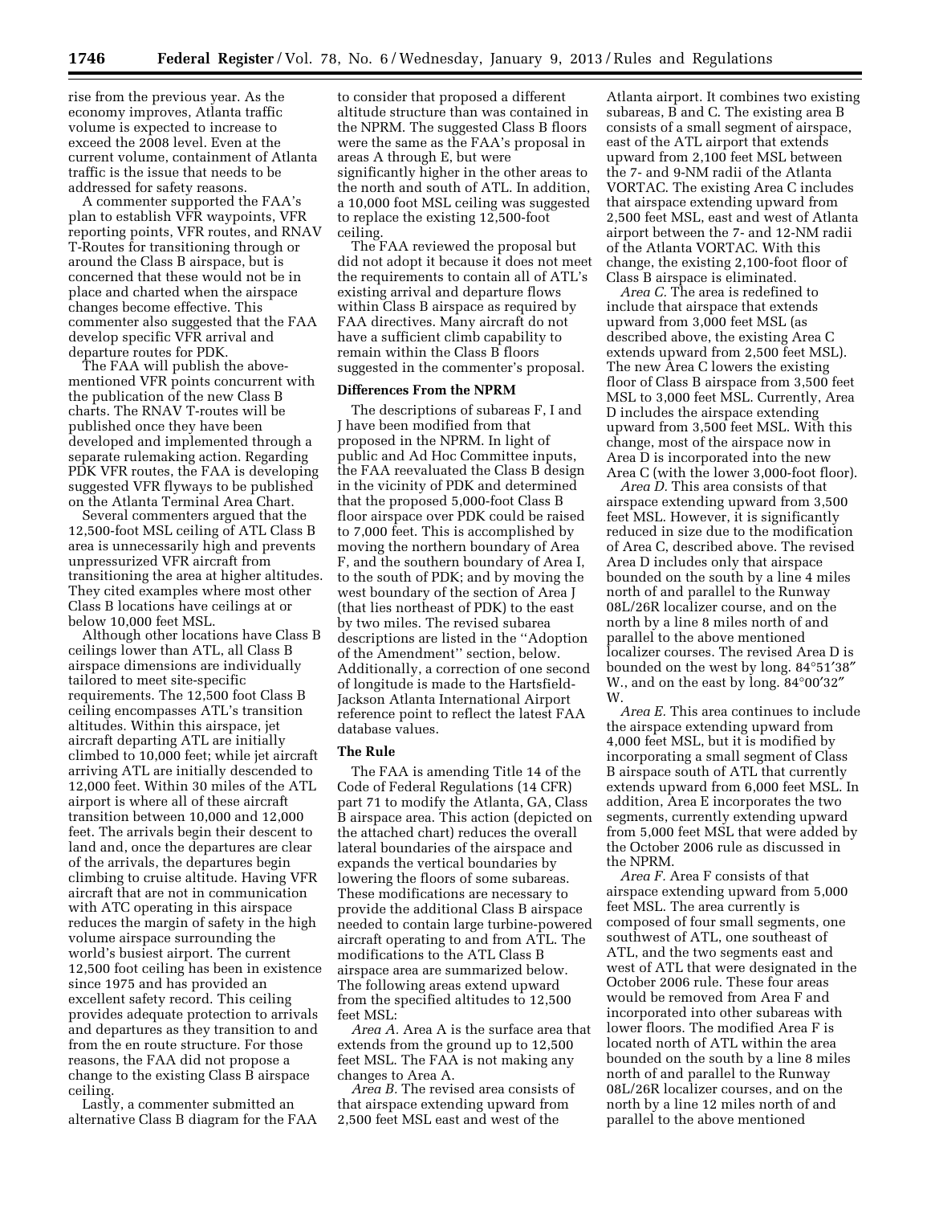rise from the previous year. As the economy improves, Atlanta traffic volume is expected to increase to exceed the 2008 level. Even at the current volume, containment of Atlanta traffic is the issue that needs to be addressed for safety reasons.

A commenter supported the FAA's plan to establish VFR waypoints, VFR reporting points, VFR routes, and RNAV T-Routes for transitioning through or around the Class B airspace, but is concerned that these would not be in place and charted when the airspace changes become effective. This commenter also suggested that the FAA develop specific VFR arrival and departure routes for PDK.

The FAA will publish the above-mentioned VFR points concurrent with the publication of the new Class B charts. The RNAV T-routes will be published once they have been developed and implemented through a separate rulemaking action. Regarding PDK VFR routes, the FAA is developing suggested VFR flyways to be published on the Atlanta Terminal Area Chart.

Several commenters argued that the 12,500-foot MSL ceiling of ATL Class B area is unnecessarily high and prevents unpressurized VFR aircraft from transitioning the area at higher altitudes. They cited examples where most other Class B locations have ceilings at or below 10,000 feet MSL.

Although other locations have Class B ceilings lower than ATL, all Class B airspace dimensions are individually tailored to meet site-specific requirements. The 12,500 foot Class B ceiling encompasses ATL's transition altitudes. Within this airspace, jet aircraft departing ATL are initially climbed to 10,000 feet; while jet aircraft arriving ATL are initially descended to 12,000 feet. Within 30 miles of the ATL airport is where all of these aircraft transition between 10,000 and 12,000 feet. The arrivals begin their descent to land and, once the departures are clear of the arrivals, the departures begin climbing to cruise altitude. Having VFR aircraft that are not in communication with ATC operating in this airspace reduces the margin of safety in the high volume airspace surrounding the world's busiest airport. The current 12,500 foot ceiling has been in existence since 1975 and has provided an excellent safety record. This ceiling provides adequate protection to arrivals and departures as they transition to and from the en route structure. For those reasons, the FAA did not propose a change to the existing Class B airspace ceiling.

Lastly, a commenter submitted an alternative Class B diagram for the FAA to consider that proposed a different altitude structure than was contained in the NPRM. The suggested Class B floors were the same as the FAA's proposal in areas A through E, but were significantly higher in the other areas to the north and south of ATL. In addition, a 10,000 foot MSL ceiling was suggested to replace the existing 12,500-foot ceiling.

The FAA reviewed the proposal but did not adopt it because it does not meet the requirements to contain all of ATL's existing arrival and departure flows within Class B airspace as required by FAA directives. Many aircraft do not have a sufficient climb capability to remain within the Class B floors suggested in the commenter's proposal.

## Differences From the NPRM

The descriptions of subareas F, I and J have been modified from that proposed in the NPRM. In light of public and Ad Hoc Committee inputs, the FAA reevaluated the Class B design in the vicinity of PDK and determined that the proposed 5,000-foot Class B floor airspace over PDK could be raised to 7,000 feet. This is accomplished by moving the northern boundary of Area F, and the southern boundary of Area I, to the south of PDK; and by moving the west boundary of the section of Area J (that lies northeast of PDK) to the east by two miles. The revised subarea descriptions are listed in the ''Adoption of the Amendment'' section, below. Additionally, a correction of one second of longitude is made to the Hartsfield-Jackson Atlanta International Airport reference point to reflect the latest FAA database values.

## The Rule

The FAA is amending Title 14 of the Code of Federal Regulations (14 CFR) part 71 to modify the Atlanta, GA, Class B airspace area. This action (depicted on the attached chart) reduces the overall lateral boundaries of the airspace and expands the vertical boundaries by lowering the floors of some subareas. These modifications are necessary to provide the additional Class B airspace needed to contain large turbine-powered aircraft operating to and from ATL. The modifications to the ATL Class B airspace area are summarized below. The following areas extend upward from the specified altitudes to 12,500 feet MSL:

*Area A.* Area A is the surface area that extends from the ground up to 12,500 feet MSL. The FAA is not making any changes to Area A.

*Area B.* The revised area consists of that airspace extending upward from 2,500 feet MSL east and west of the Atlanta airport. It combines two existing subareas, B and C. The existing area B consists of a small segment of airspace, east of the ATL airport that extends upward from 2,100 feet MSL between the 7- and 9-NM radii of the Atlanta VORTAC. The existing Area C includes that airspace extending upward from 2,500 feet MSL, east and west of Atlanta airport between the 7- and 12-NM radii of the Atlanta VORTAC. With this change, the existing 2,100-foot floor of Class B airspace is eliminated.

*Area C.* The area is redefined to include that airspace that extends upward from 3,000 feet MSL (as described above, the existing Area C extends upward from 2,500 feet MSL). The new Area C lowers the existing floor of Class B airspace from 3,500 feet MSL to 3,000 feet MSL. Currently, Area D includes the airspace extending upward from 3,500 feet MSL. With this change, most of the airspace now in Area D is incorporated into the new Area C (with the lower 3,000-foot floor).

*Area D.* This area consists of that airspace extending upward from 3,500 feet MSL. However, it is significantly reduced in size due to the modification of Area C, described above. The revised Area D includes only that airspace bounded on the south by a line 4 miles north of and parallel to the Runway 08L/26R localizer course, and on the north by a line 8 miles north of and parallel to the above mentioned localizer courses. The revised Area D is bounded on the west by long. 84°51′38″ W., and on the east by long. 84°00′32″ W.

*Area E.* This area continues to include the airspace extending upward from 4,000 feet MSL, but it is modified by incorporating a small segment of Class B airspace south of ATL that currently extends upward from 6,000 feet MSL. In addition, Area E incorporates the two segments, currently extending upward from 5,000 feet MSL that were added by the October 2006 rule as discussed in the NPRM.

*Area F.* Area F consists of that airspace extending upward from 5,000 feet MSL. The area currently is composed of four small segments, one southwest of ATL, one southeast of ATL, and the two segments east and west of ATL that were designated in the October 2006 rule. These four areas would be removed from Area F and incorporated into other subareas with lower floors. The modified Area F is located north of ATL within the area bounded on the south by a line 8 miles north of and parallel to the Runway 08L/26R localizer courses, and on the north by a line 12 miles north of and parallel to the above mentioned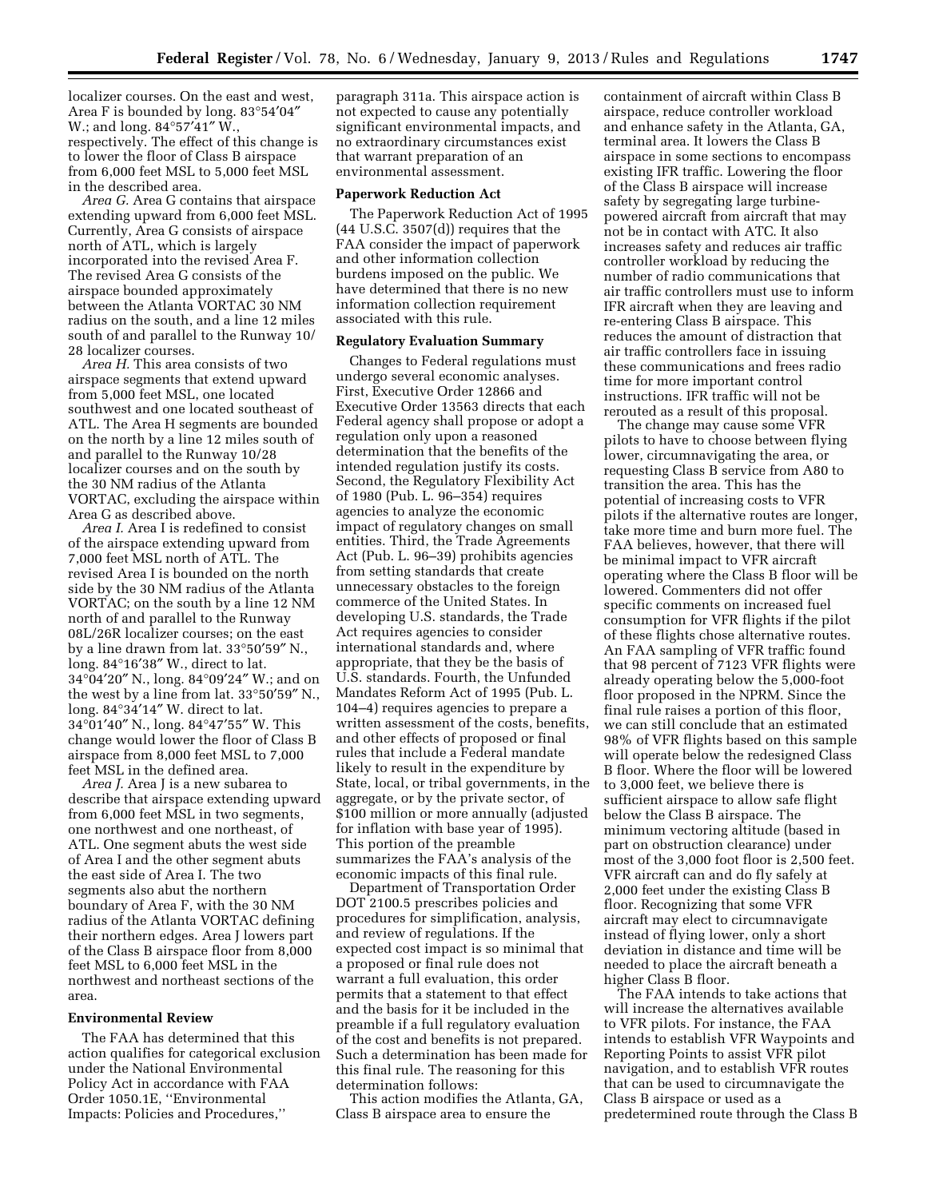localizer courses. On the east and west, Area F is bounded by long. 83°54′04″ W.; and long. 84°57′41″ W., respectively. The effect of this change is to lower the floor of Class B airspace from 6,000 feet MSL to 5,000 feet MSL in the described area.

*Area G.* Area G contains that airspace extending upward from 6,000 feet MSL. Currently, Area G consists of airspace north of ATL, which is largely incorporated into the revised Area F. The revised Area G consists of the airspace bounded approximately between the Atlanta VORTAC 30 NM radius on the south, and a line 12 miles south of and parallel to the Runway 10/28 localizer courses.

*Area H.* This area consists of two airspace segments that extend upward from 5,000 feet MSL, one located southwest and one located southeast of ATL. The Area H segments are bounded on the north by a line 12 miles south of and parallel to the Runway 10/28 localizer courses and on the south by the 30 NM radius of the Atlanta VORTAC, excluding the airspace within Area G as described above.

*Area I.* Area I is redefined to consist of the airspace extending upward from 7,000 feet MSL north of ATL. The revised Area I is bounded on the north side by the 30 NM radius of the Atlanta VORTAC; on the south by a line 12 NM north of and parallel to the Runway 08L/26R localizer courses; on the east by a line drawn from lat. 33°50′59″ N., long. 84°16′38″ W., direct to lat. 34°04′20″ N., long. 84°09′24″ W.; and on the west by a line from lat. 33°50′59″ N., long. 84°34′14″ W. direct to lat. 34°01′40″ N., long. 84°47′55″ W. This change would lower the floor of Class B airspace from 8,000 feet MSL to 7,000 feet MSL in the defined area.

*Area J.* Area J is a new subarea to describe that airspace extending upward from 6,000 feet MSL in two segments, one northwest and one northeast, of ATL. One segment abuts the west side of Area I and the other segment abuts the east side of Area I. The two segments also abut the northern boundary of Area F, with the 30 NM radius of the Atlanta VORTAC defining their northern edges. Area J lowers part of the Class B airspace floor from 8,000 feet MSL to 6,000 feet MSL in the northwest and northeast sections of the area.

## Environmental Review

The FAA has determined that this action qualifies for categorical exclusion under the National Environmental Policy Act in accordance with FAA Order 1050.1E, ''Environmental Impacts: Policies and Procedures,'' paragraph 311a. This airspace action is not expected to cause any potentially significant environmental impacts, and no extraordinary circumstances exist that warrant preparation of an environmental assessment.

## Paperwork Reduction Act

The Paperwork Reduction Act of 1995 (44 U.S.C. 3507(d)) requires that the FAA consider the impact of paperwork and other information collection burdens imposed on the public. We have determined that there is no new information collection requirement associated with this rule.

## Regulatory Evaluation Summary

Changes to Federal regulations must undergo several economic analyses. First, Executive Order 12866 and Executive Order 13563 directs that each Federal agency shall propose or adopt a regulation only upon a reasoned determination that the benefits of the intended regulation justify its costs. Second, the Regulatory Flexibility Act of 1980 (Pub. L. 96–354) requires agencies to analyze the economic impact of regulatory changes on small entities. Third, the Trade Agreements Act (Pub. L. 96–39) prohibits agencies from setting standards that create unnecessary obstacles to the foreign commerce of the United States. In developing U.S. standards, the Trade Act requires agencies to consider international standards and, where appropriate, that they be the basis of U.S. standards. Fourth, the Unfunded Mandates Reform Act of 1995 (Pub. L. 104–4) requires agencies to prepare a written assessment of the costs, benefits, and other effects of proposed or final rules that include a Federal mandate likely to result in the expenditure by State, local, or tribal governments, in the aggregate, or by the private sector, of $100 million or more annually (adjusted for inflation with base year of 1995). This portion of the preamble summarizes the FAA's analysis of the economic impacts of this final rule.

Department of Transportation Order DOT 2100.5 prescribes policies and procedures for simplification, analysis, and review of regulations. If the expected cost impact is so minimal that a proposed or final rule does not warrant a full evaluation, this order permits that a statement to that effect and the basis for it be included in the preamble if a full regulatory evaluation of the cost and benefits is not prepared. Such a determination has been made for this final rule. The reasoning for this determination follows:

This action modifies the Atlanta, GA, Class B airspace area to ensure the containment of aircraft within Class B airspace, reduce controller workload and enhance safety in the Atlanta, GA, terminal area. It lowers the Class B airspace in some sections to encompass existing IFR traffic. Lowering the floor of the Class B airspace will increase safety by segregating large turbine-powered aircraft from aircraft that may not be in contact with ATC. It also increases safety and reduces air traffic controller workload by reducing the number of radio communications that air traffic controllers must use to inform IFR aircraft when they are leaving and re-entering Class B airspace. This reduces the amount of distraction that air traffic controllers face in issuing these communications and frees radio time for more important control instructions. IFR traffic will not be rerouted as a result of this proposal.

The change may cause some VFR pilots to have to choose between flying lower, circumnavigating the area, or requesting Class B service from A80 to transition the area. This has the potential of increasing costs to VFR pilots if the alternative routes are longer, take more time and burn more fuel. The FAA believes, however, that there will be minimal impact to VFR aircraft operating where the Class B floor will be lowered. Commenters did not offer specific comments on increased fuel consumption for VFR flights if the pilot of these flights chose alternative routes. An FAA sampling of VFR traffic found that 98 percent of 7123 VFR flights were already operating below the 5,000-foot floor proposed in the NPRM. Since the final rule raises a portion of this floor, we can still conclude that an estimated 98% of VFR flights based on this sample will operate below the redesigned Class B floor. Where the floor will be lowered to 3,000 feet, we believe there is sufficient airspace to allow safe flight below the Class B airspace. The minimum vectoring altitude (based in part on obstruction clearance) under most of the 3,000 foot floor is 2,500 feet. VFR aircraft can and do fly safely at 2,000 feet under the existing Class B floor. Recognizing that some VFR aircraft may elect to circumnavigate instead of flying lower, only a short deviation in distance and time will be needed to place the aircraft beneath a higher Class B floor.

The FAA intends to take actions that will increase the alternatives available to VFR pilots. For instance, the FAA intends to establish VFR Waypoints and Reporting Points to assist VFR pilot navigation, and to establish VFR routes that can be used to circumnavigate the Class B airspace or used as a predetermined route through the Class B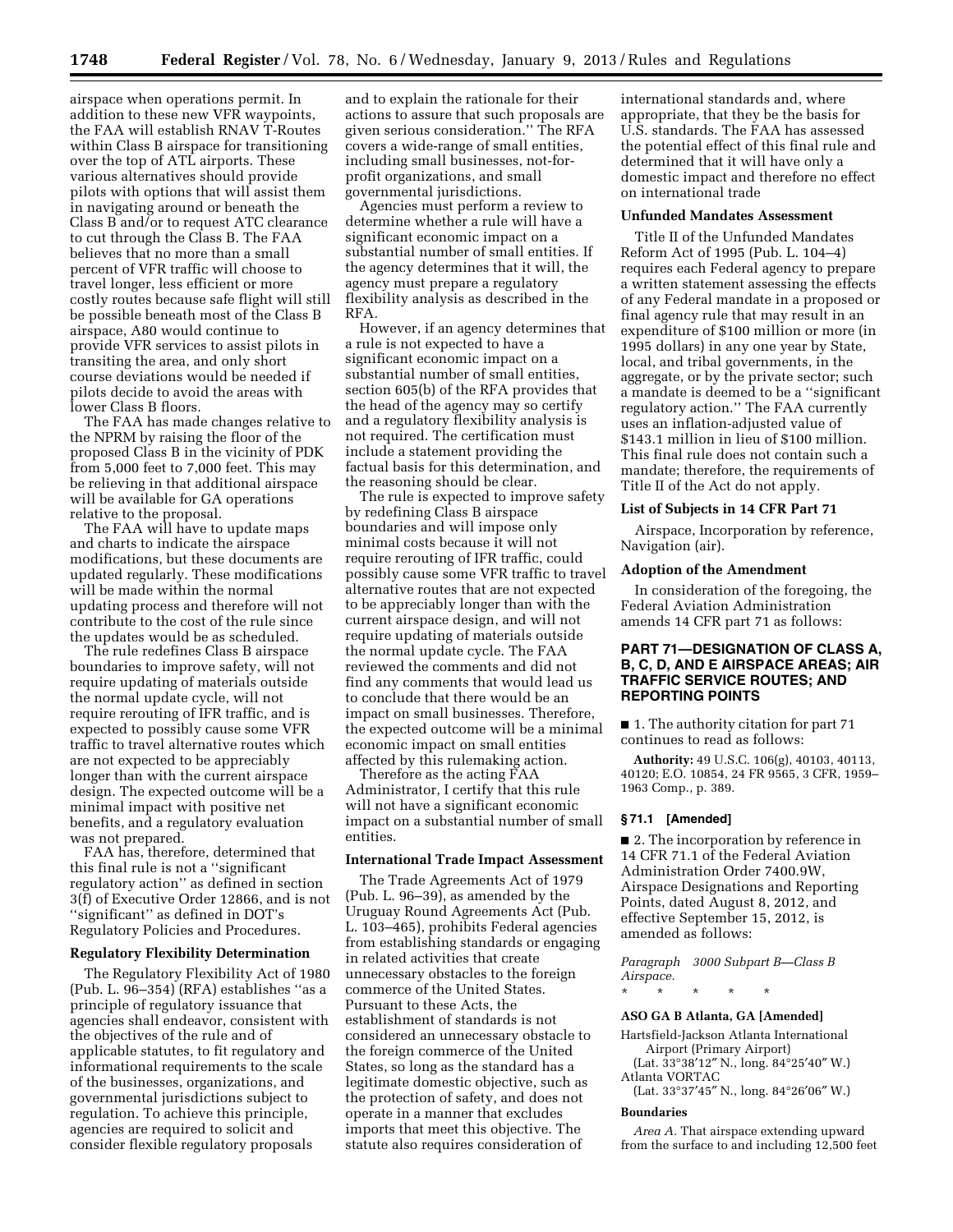airspace when operations permit. In addition to these new VFR waypoints, the FAA will establish RNAV T-Routes within Class B airspace for transitioning over the top of ATL airports. These various alternatives should provide pilots with options that will assist them in navigating around or beneath the Class B and/or to request ATC clearance to cut through the Class B. The FAA believes that no more than a small percent of VFR traffic will choose to travel longer, less efficient or more costly routes because safe flight will still be possible beneath most of the Class B airspace, A80 would continue to provide VFR services to assist pilots in transiting the area, and only short course deviations would be needed if pilots decide to avoid the areas with lower Class B floors.

The FAA has made changes relative to the NPRM by raising the floor of the proposed Class B in the vicinity of PDK from 5,000 feet to 7,000 feet. This may be relieving in that additional airspace will be available for GA operations relative to the proposal.

The FAA will have to update maps and charts to indicate the airspace modifications, but these documents are updated regularly. These modifications will be made within the normal updating process and therefore will not contribute to the cost of the rule since the updates would be as scheduled.

The rule redefines Class B airspace boundaries to improve safety, will not require updating of materials outside the normal update cycle, will not require rerouting of IFR traffic, and is expected to possibly cause some VFR traffic to travel alternative routes which are not expected to be appreciably longer than with the current airspace design. The expected outcome will be a minimal impact with positive net benefits, and a regulatory evaluation was not prepared.

FAA has, therefore, determined that this final rule is not a ''significant regulatory action'' as defined in section 3(f) of Executive Order 12866, and is not ''significant'' as defined in DOT's Regulatory Policies and Procedures.

**Regulatory Flexibility Determination**

The Regulatory Flexibility Act of 1980 (Pub. L. 96–354) (RFA) establishes ''as a principle of regulatory issuance that agencies shall endeavor, consistent with the objectives of the rule and of applicable statutes, to fit regulatory and informational requirements to the scale of the businesses, organizations, and governmental jurisdictions subject to regulation. To achieve this principle, agencies are required to solicit and consider flexible regulatory proposals and to explain the rationale for their actions to assure that such proposals are given serious consideration.'' The RFA covers a wide-range of small entities, including small businesses, not-for-profit organizations, and small governmental jurisdictions.

Agencies must perform a review to determine whether a rule will have a significant economic impact on a substantial number of small entities. If the agency determines that it will, the agency must prepare a regulatory flexibility analysis as described in the RFA.

However, if an agency determines that a rule is not expected to have a significant economic impact on a substantial number of small entities, section 605(b) of the RFA provides that the head of the agency may so certify and a regulatory flexibility analysis is not required. The certification must include a statement providing the factual basis for this determination, and the reasoning should be clear.

The rule is expected to improve safety by redefining Class B airspace boundaries and will impose only minimal costs because it will not require rerouting of IFR traffic, could possibly cause some VFR traffic to travel alternative routes that are not expected to be appreciably longer than with the current airspace design, and will not require updating of materials outside the normal update cycle. The FAA reviewed the comments and did not find any comments that would lead us to conclude that there would be an impact on small businesses. Therefore, the expected outcome will be a minimal economic impact on small entities affected by this rulemaking action.

Therefore as the acting FAA Administrator, I certify that this rule will not have a significant economic impact on a substantial number of small entities.

**International Trade Impact Assessment**

The Trade Agreements Act of 1979 (Pub. L. 96–39), as amended by the Uruguay Round Agreements Act (Pub. L. 103–465), prohibits Federal agencies from establishing standards or engaging in related activities that create unnecessary obstacles to the foreign commerce of the United States. Pursuant to these Acts, the establishment of standards is not considered an unnecessary obstacle to the foreign commerce of the United States, so long as the standard has a legitimate domestic objective, such as the protection of safety, and does not operate in a manner that excludes imports that meet this objective. The statute also requires consideration of international standards and, where appropriate, that they be the basis for U.S. standards. The FAA has assessed the potential effect of this final rule and determined that it will have only a domestic impact and therefore no effect on international trade

**Unfunded Mandates Assessment**

Title II of the Unfunded Mandates Reform Act of 1995 (Pub. L. 104–4) requires each Federal agency to prepare a written statement assessing the effects of any Federal mandate in a proposed or final agency rule that may result in an expenditure of $100 million or more (in 1995 dollars) in any one year by State, local, and tribal governments, in the aggregate, or by the private sector; such a mandate is deemed to be a ''significant regulatory action.'' The FAA currently uses an inflation-adjusted value of $143.1 million in lieu of $100 million. This final rule does not contain such a mandate; therefore, the requirements of Title II of the Act do not apply.

**List of Subjects in 14 CFR Part 71**

Airspace, Incorporation by reference, Navigation (air).

**Adoption of the Amendment**

In consideration of the foregoing, the Federal Aviation Administration amends 14 CFR part 71 as follows:

## PART 71—DESIGNATION OF CLASS A, B, C, D, AND E AIRSPACE AREAS; AIR TRAFFIC SERVICE ROUTES; AND REPORTING POINTS

■ 1. The authority citation for part 71 continues to read as follows:

**Authority:** 49 U.S.C. 106(g), 40103, 40113, 40120; E.O. 10854, 24 FR 9565, 3 CFR, 1959–1963 Comp., p. 389.

### § 71.1 [Amended]

■ 2. The incorporation by reference in 14 CFR 71.1 of the Federal Aviation Administration Order 7400.9W, Airspace Designations and Reporting Points, dated August 8, 2012, and effective September 15, 2012, is amended as follows:

*Paragraph 3000 Subpart B—Class B Airspace.*

\* \* \* \* \*

**ASO GA B Atlanta, GA [Amended]**

Hartsfield-Jackson Atlanta International Airport (Primary Airport)
(Lat. 33°38′12″ N., long. 84°25′40″ W.)
Atlanta VORTAC
(Lat. 33°37′45″ N., long. 84°26′06″ W.)

**Boundaries**

*Area A.* That airspace extending upward from the surface to and including 12,500 feet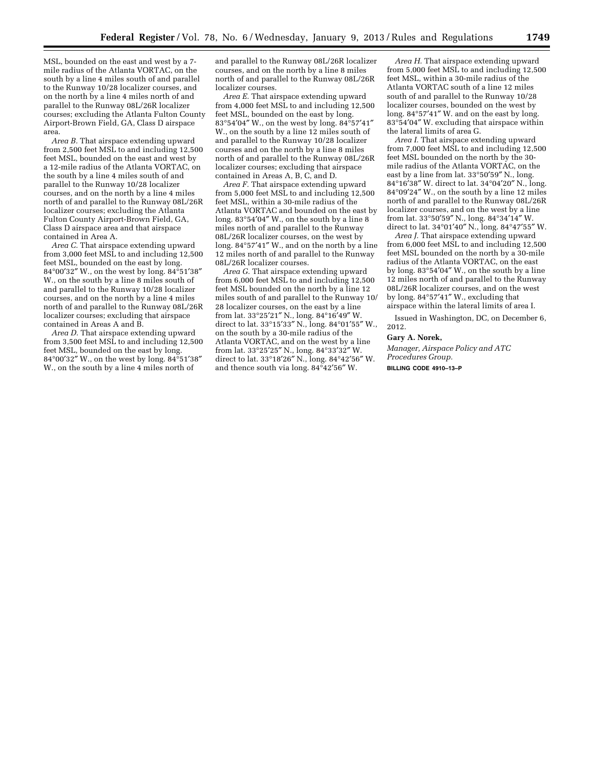MSL, bounded on the east and west by a 7-mile radius of the Atlanta VORTAC, on the south by a line 4 miles south of and parallel to the Runway 10/28 localizer courses, and on the north by a line 4 miles north of and parallel to the Runway 08L/26R localizer courses; excluding the Atlanta Fulton County Airport-Brown Field, GA, Class D airspace area.

*Area B.* That airspace extending upward from 2,500 feet MSL to and including 12,500 feet MSL, bounded on the east and west by a 12-mile radius of the Atlanta VORTAC, on the south by a line 4 miles south of and parallel to the Runway 10/28 localizer courses, and on the north by a line 4 miles north of and parallel to the Runway 08L/26R localizer courses; excluding the Atlanta Fulton County Airport-Brown Field, GA, Class D airspace area and that airspace contained in Area A.

*Area C.* That airspace extending upward from 3,000 feet MSL to and including 12,500 feet MSL, bounded on the east by long. 84°00′32″ W., on the west by long. 84°51′38″ W., on the south by a line 8 miles south of and parallel to the Runway 10/28 localizer courses, and on the north by a line 4 miles north of and parallel to the Runway 08L/26R localizer courses; excluding that airspace contained in Areas A and B.

*Area D.* That airspace extending upward from 3,500 feet MSL to and including 12,500 feet MSL, bounded on the east by long. 84°00′32″ W., on the west by long. 84°51′38″ W., on the south by a line 4 miles north of and parallel to the Runway 08L/26R localizer courses, and on the north by a line 8 miles north of and parallel to the Runway 08L/26R localizer courses.

*Area E.* That airspace extending upward from 4,000 feet MSL to and including 12,500 feet MSL, bounded on the east by long. 83°54′04″ W., on the west by long. 84°57′41″ W., on the south by a line 12 miles south of and parallel to the Runway 10/28 localizer courses and on the north by a line 8 miles north of and parallel to the Runway 08L/26R localizer courses; excluding that airspace contained in Areas A, B, C, and D.

*Area F.* That airspace extending upward from 5,000 feet MSL to and including 12,500 feet MSL, within a 30-mile radius of the Atlanta VORTAC and bounded on the east by long. 83°54′04″ W., on the south by a line 8 miles north of and parallel to the Runway 08L/26R localizer courses, on the west by long. 84°57′41″ W., and on the north by a line 12 miles north of and parallel to the Runway 08L/26R localizer courses.

*Area G.* That airspace extending upward from 6,000 feet MSL to and including 12,500 feet MSL bounded on the north by a line 12 miles south of and parallel to the Runway 10/28 localizer courses, on the east by a line from lat. 33°25′21″ N., long. 84°16′49″ W. direct to lat. 33°15′33″ N., long. 84°01′55″ W., on the south by a 30-mile radius of the Atlanta VORTAC, and on the west by a line from lat. 33°25′25″ N., long. 84°33′32″ W. direct to lat. 33°18′26″ N., long. 84°42′56″ W. and thence south via long. 84°42′56″ W.

*Area H.* That airspace extending upward from 5,000 feet MSL to and including 12,500 feet MSL, within a 30-mile radius of the Atlanta VORTAC south of a line 12 miles south of and parallel to the Runway 10/28 localizer courses, bounded on the west by long. 84°57′41″ W. and on the east by long. 83°54′04″ W. excluding that airspace within the lateral limits of area G.

*Area I.* That airspace extending upward from 7,000 feet MSL to and including 12,500 feet MSL bounded on the north by the 30-mile radius of the Atlanta VORTAC, on the east by a line from lat. 33°50′59″ N., long. 84°16′38″ W. direct to lat. 34°04′20″ N., long. 84°09′24″ W., on the south by a line 12 miles north of and parallel to the Runway 08L/26R localizer courses, and on the west by a line from lat. 33°50′59″ N., long. 84°34′14″ W. direct to lat. 34°01′40″ N., long. 84°47′55″ W.

*Area J.* That airspace extending upward from 6,000 feet MSL to and including 12,500 feet MSL bounded on the north by a 30-mile radius of the Atlanta VORTAC, on the east by long. 83°54′04″ W., on the south by a line 12 miles north of and parallel to the Runway 08L/26R localizer courses, and on the west by long. 84°57′41″ W., excluding that airspace within the lateral limits of area I.

Issued in Washington, DC, on December 6, 2012.

**Gary A. Norek,**

*Manager, Airspace Policy and ATC Procedures Group.*

BILLING CODE 4910–13–P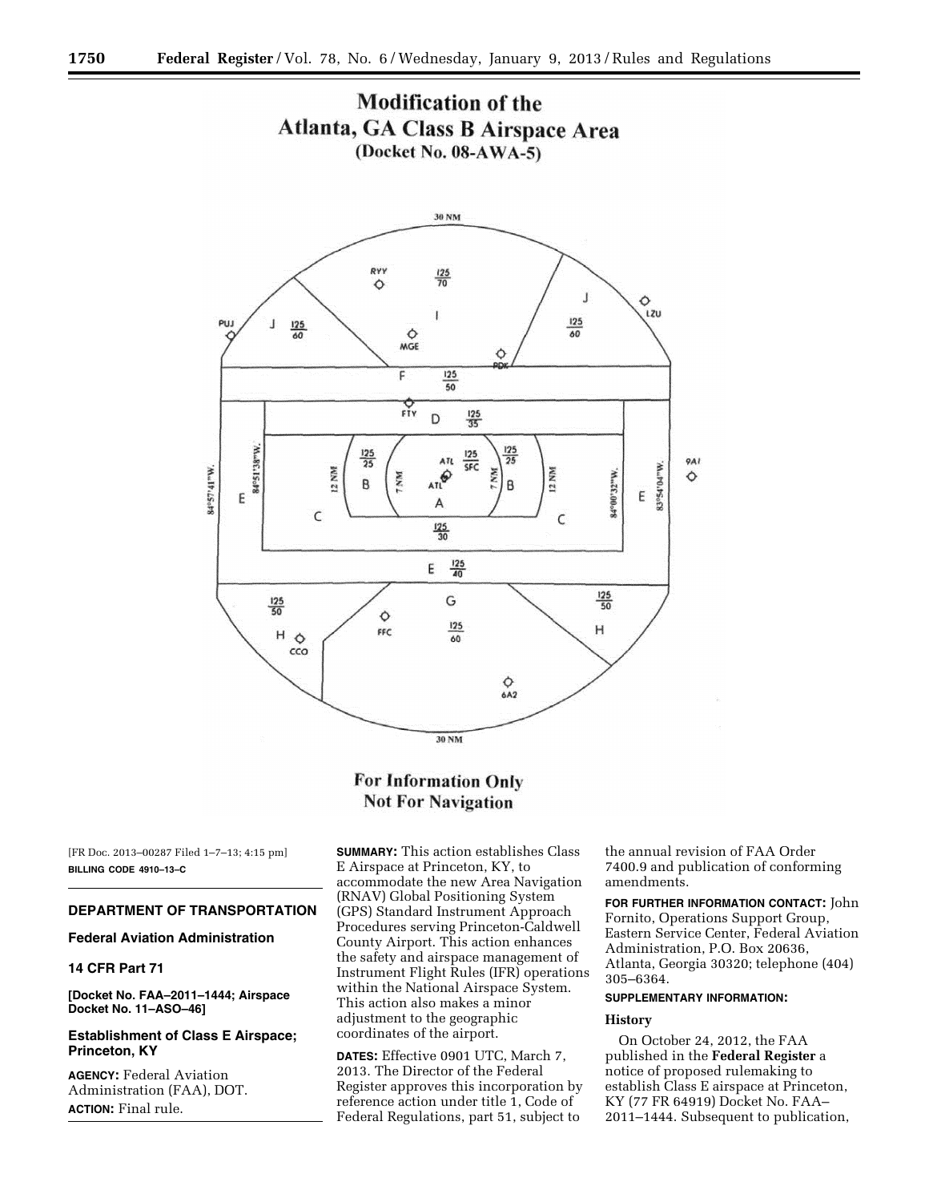# Modification of the Atlanta, GA Class B Airspace Area

(Docket No. 08-AWA-5)

30 NM

RYY

125/70

I

J

LZU

PUJ

J

125/60

MGE

125/60

PDK

F

125/50

FTY

D

125/35

125/25

ATL

125/SFC

125/25

9A1

84°57'41"W.

84°51'38"W.

12 NM

B

7 NM

ATL

7 NM

B

12 NM

84°00'32"W.

83°54'04"W.

E

A

E

C

C

125/30

E

125/40

125/50

G

125/50

H

CCO

FFC

125/60

H

6A2

30 NM

For Information Only
Not For Navigation

[FR Doc. 2013–00287 Filed 1–7–13; 4:15 pm]

**BILLING CODE 4910–13–C**

---

## DEPARTMENT OF TRANSPORTATION

### Federal Aviation Administration

### 14 CFR Part 71

**[Docket No. FAA–2011–1444; Airspace Docket No. 11–ASO–46]**

### Establishment of Class E Airspace; Princeton, KY

**AGENCY:** Federal Aviation Administration (FAA), DOT.

**ACTION:** Final rule.

---

**SUMMARY:** This action establishes Class E Airspace at Princeton, KY, to accommodate the new Area Navigation (RNAV) Global Positioning System (GPS) Standard Instrument Approach Procedures serving Princeton-Caldwell County Airport. This action enhances the safety and airspace management of Instrument Flight Rules (IFR) operations within the National Airspace System. This action also makes a minor adjustment to the geographic coordinates of the airport.

**DATES:** Effective 0901 UTC, March 7, 2013. The Director of the Federal Register approves this incorporation by reference action under title 1, Code of Federal Regulations, part 51, subject to the annual revision of FAA Order 7400.9 and publication of conforming amendments.

**FOR FURTHER INFORMATION CONTACT:** John Fornito, Operations Support Group, Eastern Service Center, Federal Aviation Administration, P.O. Box 20636, Atlanta, Georgia 30320; telephone (404) 305–6364.

**SUPPLEMENTARY INFORMATION:**

**History**

On October 24, 2012, the FAA published in the **Federal Register** a notice of proposed rulemaking to establish Class E airspace at Princeton, KY (77 FR 64919) Docket No. FAA–2011–1444. Subsequent to publication,